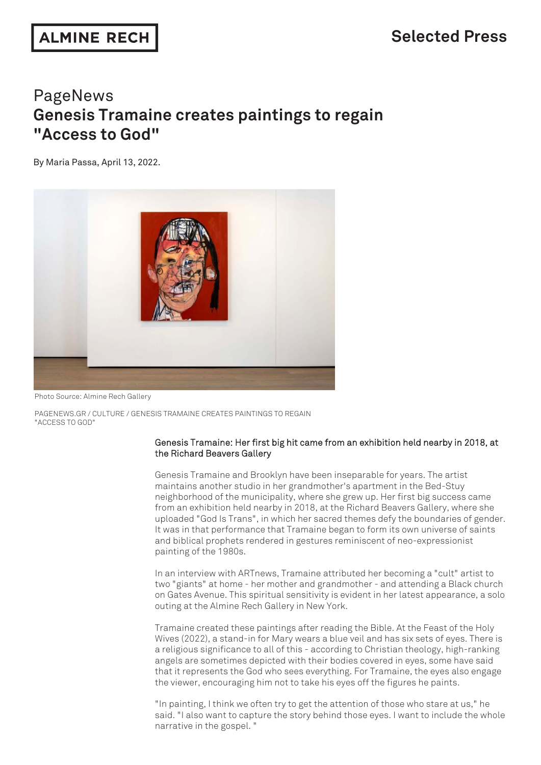ALMINE RECH

Selected Press

# PageNews
## Genesis Tramaine creates paintings to regain "Access to God"

By Maria Passa, April 13, 2022.

Photo Source: Almine Rech Gallery

PAGENEWS.GR / CULTURE / GENESIS TRAMAINE CREATES PAINTINGS TO REGAIN "ACCESS TO GOD"

### Genesis Tramaine: Her first big hit came from an exhibition held nearby in 2018, at the Richard Beavers Gallery

Genesis Tramaine and Brooklyn have been inseparable for years. The artist maintains another studio in her grandmother's apartment in the Bed-Stuy neighborhood of the municipality, where she grew up. Her first big success came from an exhibition held nearby in 2018, at the Richard Beavers Gallery, where she uploaded "God Is Trans", in which her sacred themes defy the boundaries of gender. It was in that performance that Tramaine began to form its own universe of saints and biblical prophets rendered in gestures reminiscent of neo-expressionist painting of the 1980s.

In an interview with ARTnews, Tramaine attributed her becoming a "cult" artist to two "giants" at home - her mother and grandmother - and attending a Black church on Gates Avenue. This spiritual sensitivity is evident in her latest appearance, a solo outing at the Almine Rech Gallery in New York.

Tramaine created these paintings after reading the Bible. At the Feast of the Holy Wives (2022), a stand-in for Mary wears a blue veil and has six sets of eyes. There is a religious significance to all of this - according to Christian theology, high-ranking angels are sometimes depicted with their bodies covered in eyes, some have said that it represents the God who sees everything. For Tramaine, the eyes also engage the viewer, encouraging him not to take his eyes off the figures he paints.

"In painting, I think we often try to get the attention of those who stare at us," he said. "I also want to capture the story behind those eyes. I want to include the whole narrative in the gospel. "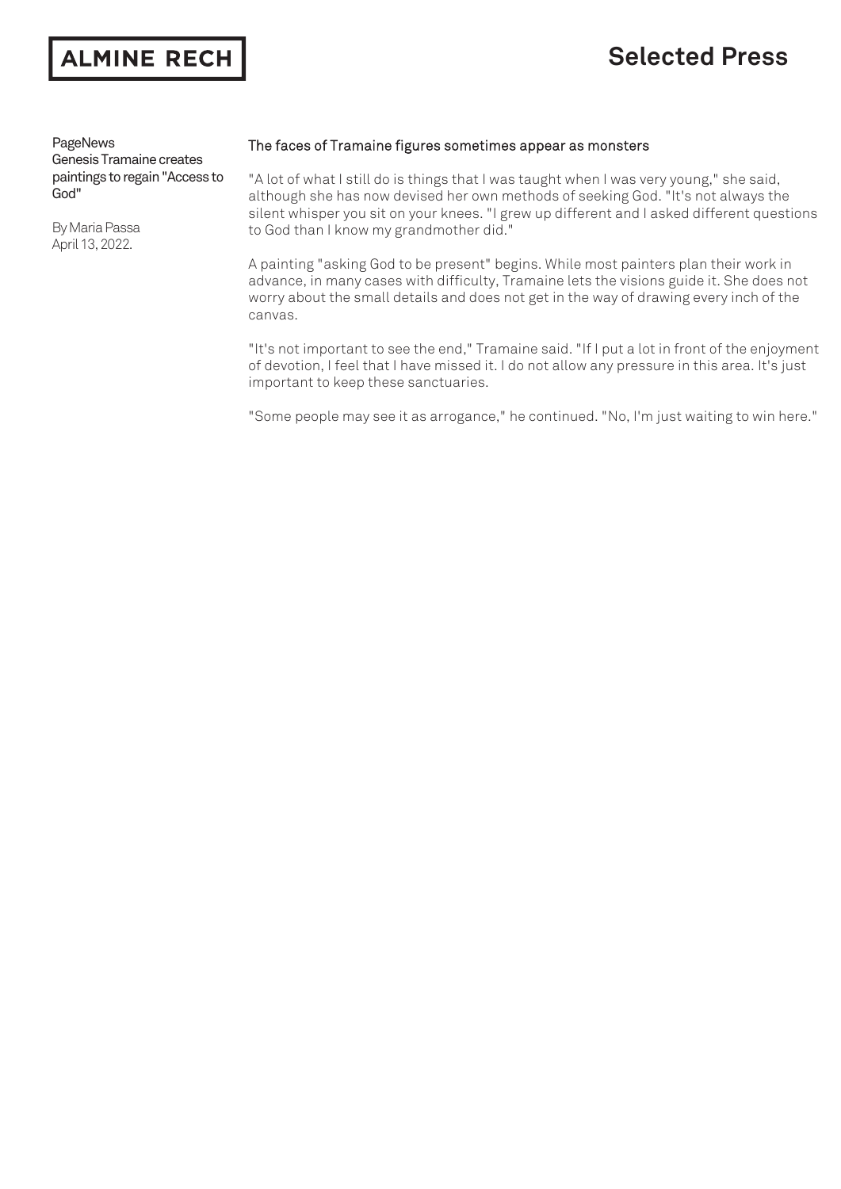PageNews
Genesis Tramaine creates paintings to regain "Access to God"

By Maria Passa
April 13, 2022.

## The faces of Tramaine figures sometimes appear as monsters

"A lot of what I still do is things that I was taught when I was very young," she said, although she has now devised her own methods of seeking God. "It's not always the silent whisper you sit on your knees. "I grew up different and I asked different questions to God than I know my grandmother did."

A painting "asking God to be present" begins. While most painters plan their work in advance, in many cases with difficulty, Tramaine lets the visions guide it. She does not worry about the small details and does not get in the way of drawing every inch of the canvas.

"It's not important to see the end," Tramaine said. "If I put a lot in front of the enjoyment of devotion, I feel that I have missed it. I do not allow any pressure in this area. It's just important to keep these sanctuaries.

"Some people may see it as arrogance," he continued. "No, I'm just waiting to win here."